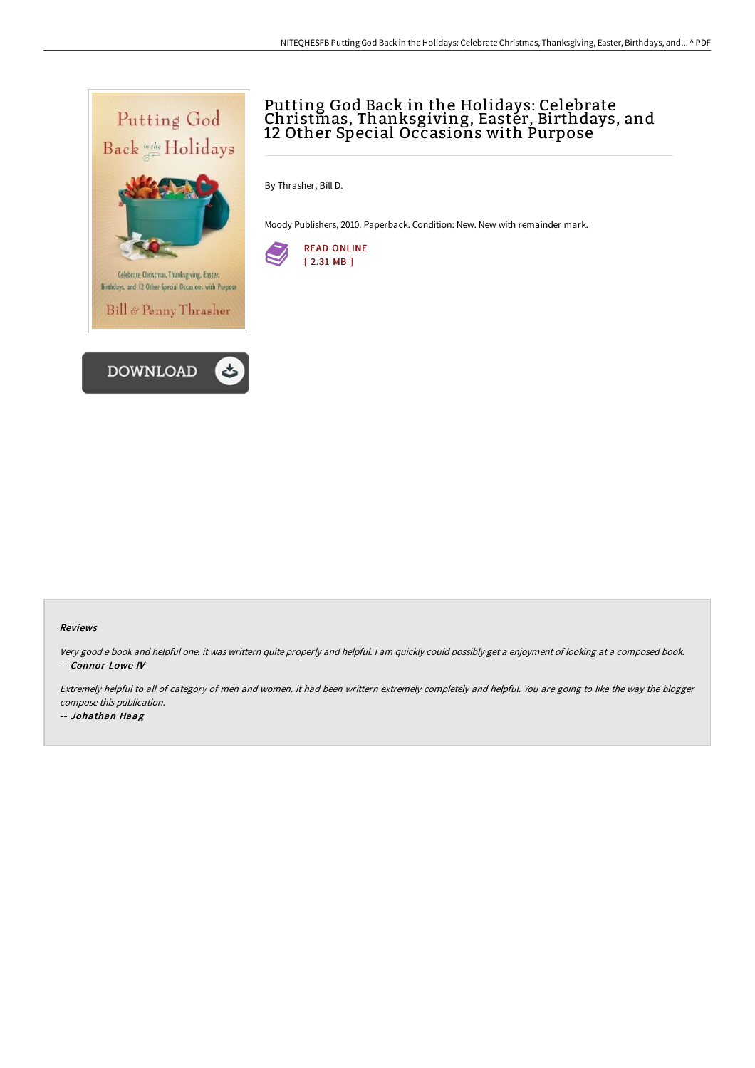# Putting God Back in the Holidays: Celebrate Christmas, Thanksgiving, Easter, Birthdays, and 12 Other Special Occasions with Purpose

By Thrasher, Bill D.

Moody Publishers, 2010. Paperback. Condition: New. New with remainder mark.

READ ONLINE
[ 2.31 MB ]

DOWNLOAD

### Reviews

*Very good e book and helpful one. it was writtern quite properly and helpful. I am quickly could possibly get a enjoyment of looking at a composed book.*
-- ***Connor Lowe IV***

*Extremely helpful to all of category of men and women. it had been writtern extremely completely and helpful. You are going to like the way the blogger compose this publication.*
-- ***Johathan Haag***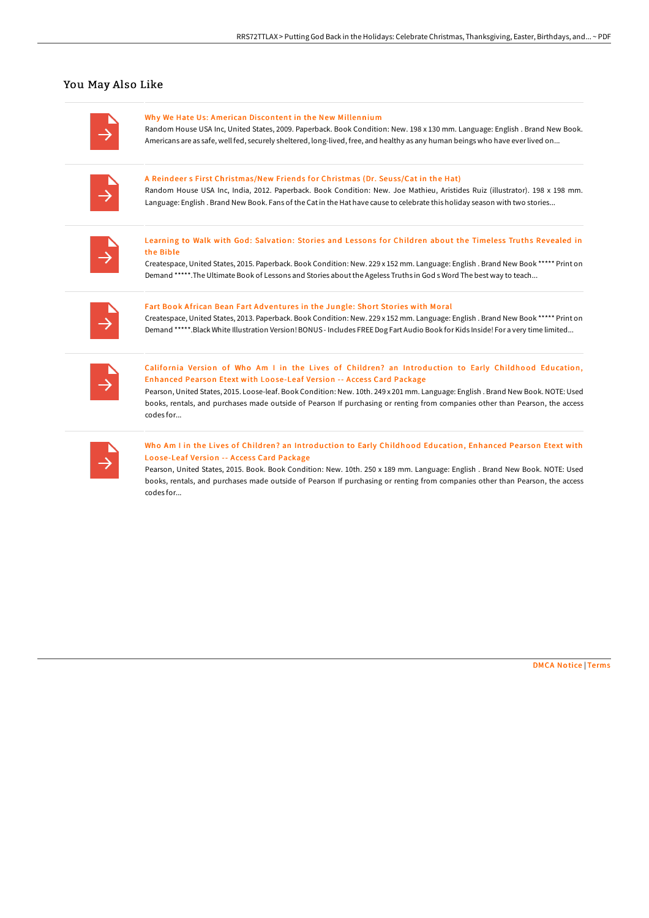## You May Also Like

### Why We Hate Us: American Discontent in the New Millennium

Random House USA Inc, United States, 2009. Paperback. Book Condition: New. 198 x 130 mm. Language: English . Brand New Book. Americans are as safe, well fed, securely sheltered, long-lived, free, and healthy as any human beings who have ever lived on...

### A Reindeer s First Christmas/New Friends for Christmas (Dr. Seuss/Cat in the Hat)

Random House USA Inc, India, 2012. Paperback. Book Condition: New. Joe Mathieu, Aristides Ruiz (illustrator). 198 x 198 mm. Language: English . Brand New Book. Fans of the Cat in the Hat have cause to celebrate this holiday season with two stories...

### Learning to Walk with God: Salvation: Stories and Lessons for Children about the Timeless Truths Revealed in the Bible

Createspace, United States, 2015. Paperback. Book Condition: New. 229 x 152 mm. Language: English . Brand New Book ***** Print on Demand *****.The Ultimate Book of Lessons and Stories about the Ageless Truths in God s Word The best way to teach...

### Fart Book African Bean Fart Adventures in the Jungle: Short Stories with Moral

Createspace, United States, 2013. Paperback. Book Condition: New. 229 x 152 mm. Language: English . Brand New Book ***** Print on Demand *****.Black White Illustration Version! BONUS - Includes FREE Dog Fart Audio Book for Kids Inside! For a very time limited...

### California Version of Who Am I in the Lives of Children? an Introduction to Early Childhood Education, Enhanced Pearson Etext with Loose-Leaf Version -- Access Card Package

Pearson, United States, 2015. Loose-leaf. Book Condition: New. 10th. 249 x 201 mm. Language: English . Brand New Book. NOTE: Used books, rentals, and purchases made outside of Pearson If purchasing or renting from companies other than Pearson, the access codes for...

### Who Am I in the Lives of Children? an Introduction to Early Childhood Education, Enhanced Pearson Etext with Loose-Leaf Version -- Access Card Package

Pearson, United States, 2015. Book. Book Condition: New. 10th. 250 x 189 mm. Language: English . Brand New Book. NOTE: Used books, rentals, and purchases made outside of Pearson If purchasing or renting from companies other than Pearson, the access codes for...